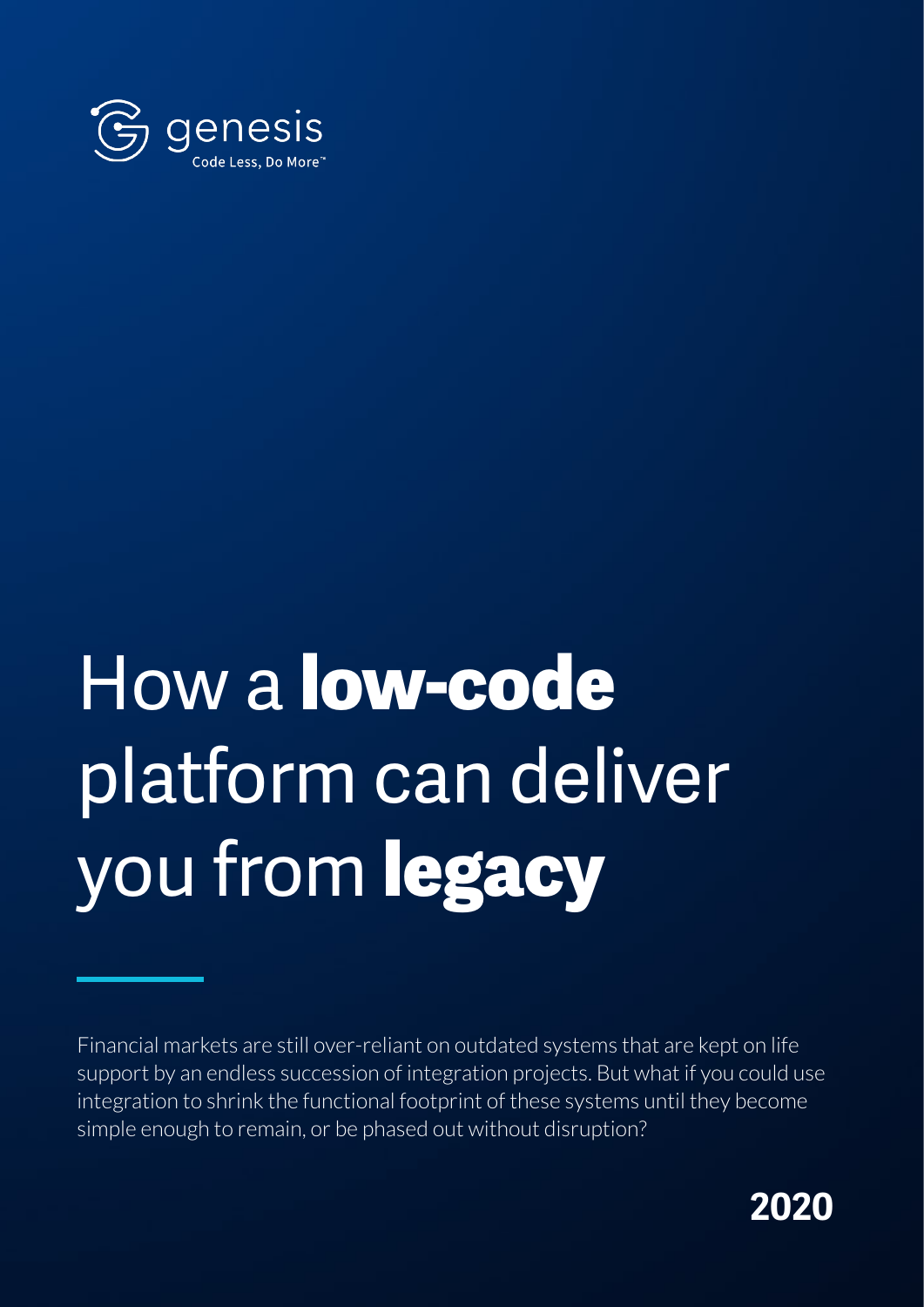genesis

Code Less, Do More™

# How a **low-code** platform can deliver you from **legacy**

Financial markets are still over-reliant on outdated systems that are kept on life support by an endless succession of integration projects. But what if you could use integration to shrink the functional footprint of these systems until they become simple enough to remain, or be phased out without disruption?

2020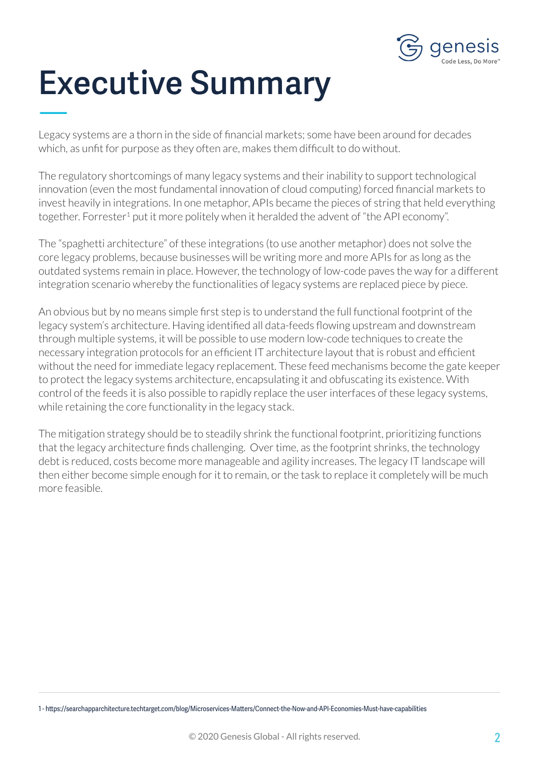# Executive Summary

Legacy systems are a thorn in the side of financial markets; some have been around for decades which, as unfit for purpose as they often are, makes them difficult to do without.

The regulatory shortcomings of many legacy systems and their inability to support technological innovation (even the most fundamental innovation of cloud computing) forced financial markets to invest heavily in integrations. In one metaphor, APIs became the pieces of string that held everything together. Forrester[1] put it more politely when it heralded the advent of "the API economy".

The "spaghetti architecture" of these integrations (to use another metaphor) does not solve the core legacy problems, because businesses will be writing more and more APIs for as long as the outdated systems remain in place. However, the technology of low-code paves the way for a different integration scenario whereby the functionalities of legacy systems are replaced piece by piece.

An obvious but by no means simple first step is to understand the full functional footprint of the legacy system's architecture. Having identified all data-feeds flowing upstream and downstream through multiple systems, it will be possible to use modern low-code techniques to create the necessary integration protocols for an efficient IT architecture layout that is robust and efficient without the need for immediate legacy replacement. These feed mechanisms become the gate keeper to protect the legacy systems architecture, encapsulating it and obfuscating its existence. With control of the feeds it is also possible to rapidly replace the user interfaces of these legacy systems, while retaining the core functionality in the legacy stack.

The mitigation strategy should be to steadily shrink the functional footprint, prioritizing functions that the legacy architecture finds challenging. Over time, as the footprint shrinks, the technology debt is reduced, costs become more manageable and agility increases. The legacy IT landscape will then either become simple enough for it to remain, or the task to replace it completely will be much more feasible.

1 - https://searchapparchitecture.techtarget.com/blog/Microservices-Matters/Connect-the-Now-and-API-Economies-Must-have-capabilities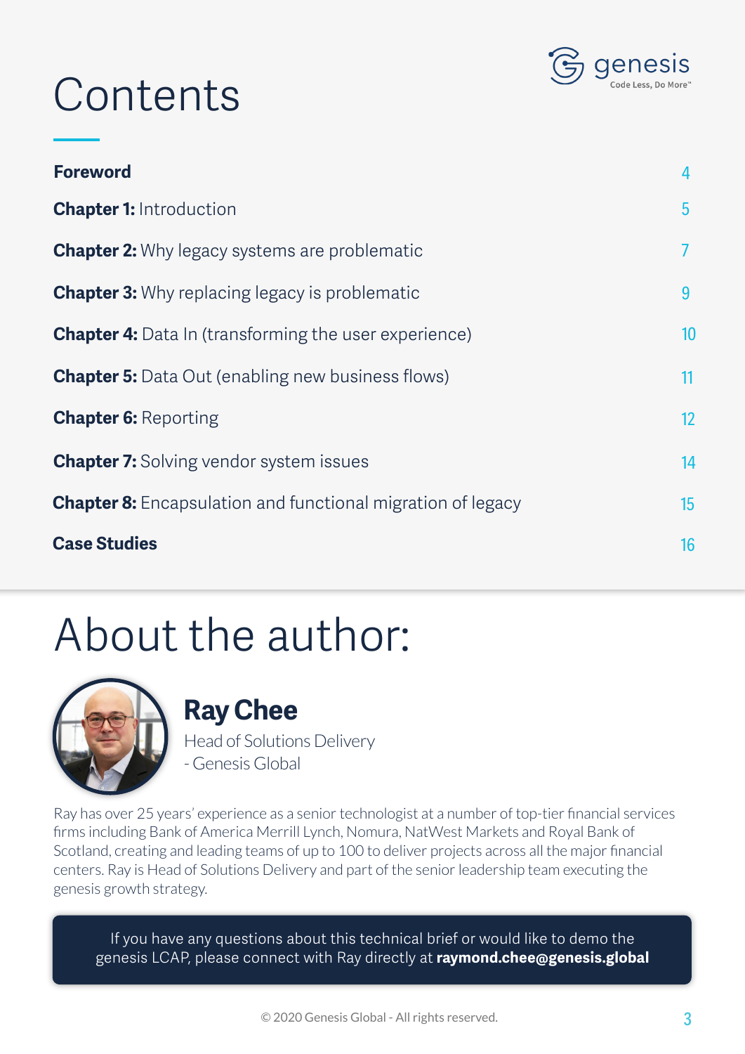# Contents

| | |
|---|---|
| **Foreword** | 4 |
| **Chapter 1:** Introduction | 5 |
| **Chapter 2:** Why legacy systems are problematic | 7 |
| **Chapter 3:** Why replacing legacy is problematic | 9 |
| **Chapter 4:** Data In (transforming the user experience) | 10 |
| **Chapter 5:** Data Out (enabling new business flows) | 11 |
| **Chapter 6:** Reporting | 12 |
| **Chapter 7:** Solving vendor system issues | 14 |
| **Chapter 8:** Encapsulation and functional migration of legacy | 15 |
| **Case Studies** | 16 |

# About the author:

## Ray Chee

Head of Solutions Delivery
- Genesis Global

Ray has over 25 years' experience as a senior technologist at a number of top-tier financial services firms including Bank of America Merrill Lynch, Nomura, NatWest Markets and Royal Bank of Scotland, creating and leading teams of up to 100 to deliver projects across all the major financial centers. Ray is Head of Solutions Delivery and part of the senior leadership team executing the genesis growth strategy.

If you have any questions about this technical brief or would like to demo the genesis LCAP, please connect with Ray directly at **raymond.chee@genesis.global**

© 2020 Genesis Global - All rights reserved.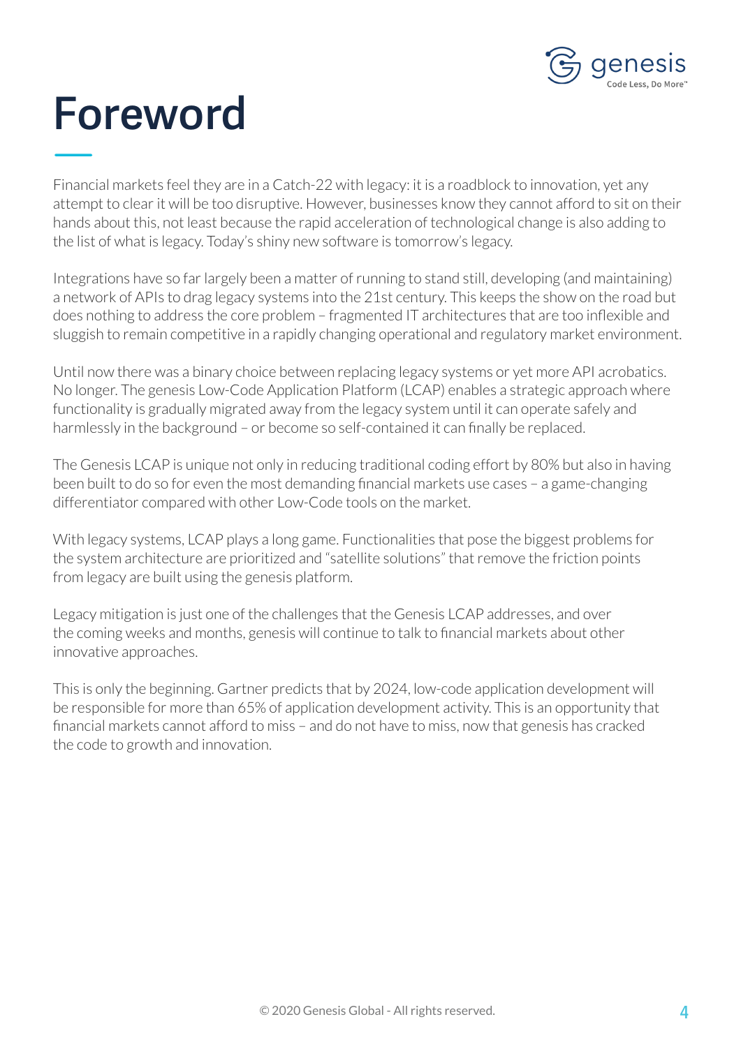# Foreword

Financial markets feel they are in a Catch-22 with legacy: it is a roadblock to innovation, yet any attempt to clear it will be too disruptive. However, businesses know they cannot afford to sit on their hands about this, not least because the rapid acceleration of technological change is also adding to the list of what is legacy. Today's shiny new software is tomorrow's legacy.

Integrations have so far largely been a matter of running to stand still, developing (and maintaining) a network of APIs to drag legacy systems into the 21st century. This keeps the show on the road but does nothing to address the core problem – fragmented IT architectures that are too inflexible and sluggish to remain competitive in a rapidly changing operational and regulatory market environment.

Until now there was a binary choice between replacing legacy systems or yet more API acrobatics. No longer. The genesis Low-Code Application Platform (LCAP) enables a strategic approach where functionality is gradually migrated away from the legacy system until it can operate safely and harmlessly in the background – or become so self-contained it can finally be replaced.

The Genesis LCAP is unique not only in reducing traditional coding effort by 80% but also in having been built to do so for even the most demanding financial markets use cases – a game-changing differentiator compared with other Low-Code tools on the market.

With legacy systems, LCAP plays a long game. Functionalities that pose the biggest problems for the system architecture are prioritized and "satellite solutions" that remove the friction points from legacy are built using the genesis platform.

Legacy mitigation is just one of the challenges that the Genesis LCAP addresses, and over the coming weeks and months, genesis will continue to talk to financial markets about other innovative approaches.

This is only the beginning. Gartner predicts that by 2024, low-code application development will be responsible for more than 65% of application development activity. This is an opportunity that financial markets cannot afford to miss – and do not have to miss, now that genesis has cracked the code to growth and innovation.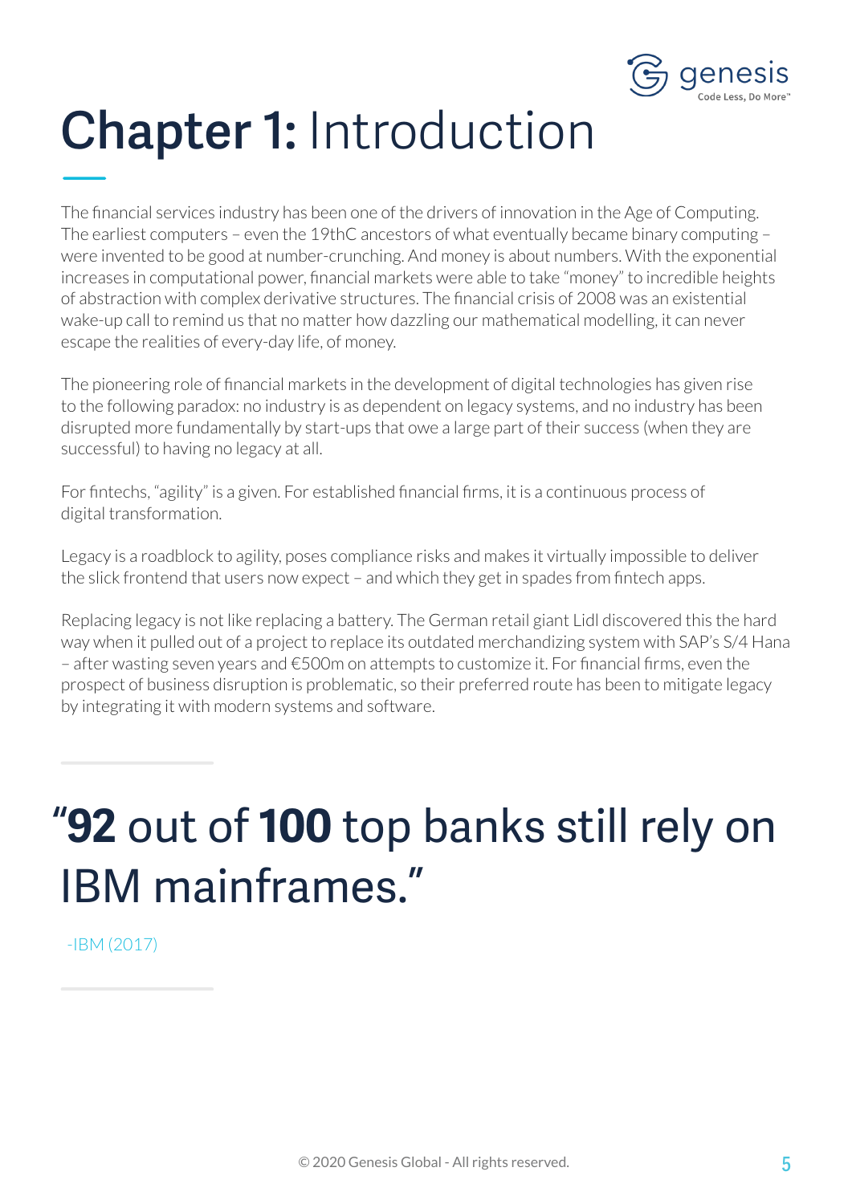# **Chapter 1:** Introduction

The financial services industry has been one of the drivers of innovation in the Age of Computing. The earliest computers – even the 19thC ancestors of what eventually became binary computing – were invented to be good at number-crunching. And money is about numbers. With the exponential increases in computational power, financial markets were able to take "money" to incredible heights of abstraction with complex derivative structures. The financial crisis of 2008 was an existential wake-up call to remind us that no matter how dazzling our mathematical modelling, it can never escape the realities of every-day life, of money.

The pioneering role of financial markets in the development of digital technologies has given rise to the following paradox: no industry is as dependent on legacy systems, and no industry has been disrupted more fundamentally by start-ups that owe a large part of their success (when they are successful) to having no legacy at all.

For fintechs, "agility" is a given. For established financial firms, it is a continuous process of digital transformation.

Legacy is a roadblock to agility, poses compliance risks and makes it virtually impossible to deliver the slick frontend that users now expect – and which they get in spades from fintech apps.

Replacing legacy is not like replacing a battery. The German retail giant Lidl discovered this the hard way when it pulled out of a project to replace its outdated merchandizing system with SAP's S/4 Hana – after wasting seven years and €500m on attempts to customize it. For financial firms, even the prospect of business disruption is problematic, so their preferred route has been to mitigate legacy by integrating it with modern systems and software.

> "**92** out of **100** top banks still rely on IBM mainframes."
>
> -IBM (2017)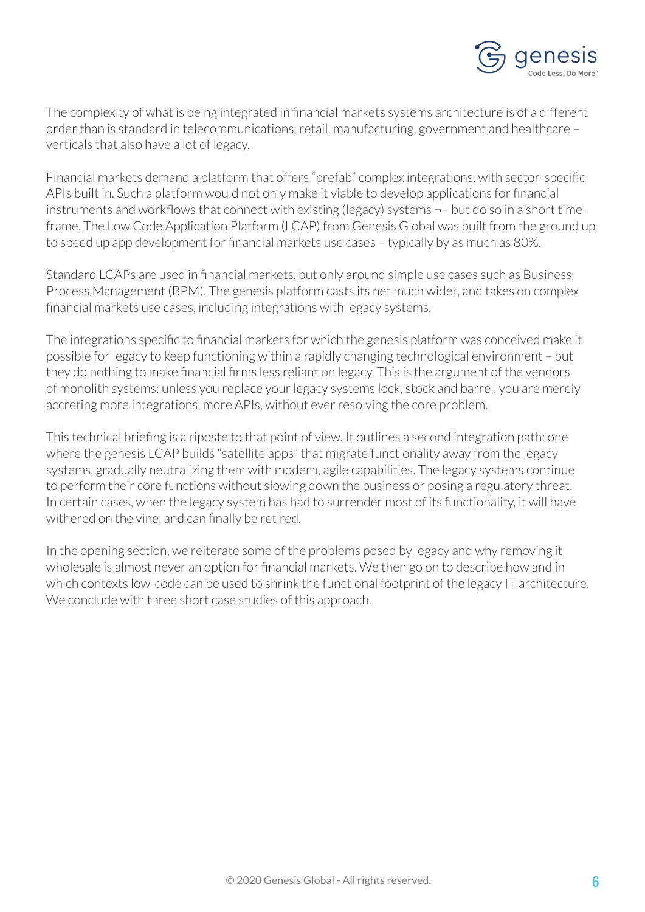The complexity of what is being integrated in financial markets systems architecture is of a different order than is standard in telecommunications, retail, manufacturing, government and healthcare – verticals that also have a lot of legacy.

Financial markets demand a platform that offers "prefab" complex integrations, with sector-specific APIs built in. Such a platform would not only make it viable to develop applications for financial instruments and workflows that connect with existing (legacy) systems ¬– but do so in a short time-frame. The Low Code Application Platform (LCAP) from Genesis Global was built from the ground up to speed up app development for financial markets use cases – typically by as much as 80%.

Standard LCAPs are used in financial markets, but only around simple use cases such as Business Process Management (BPM). The genesis platform casts its net much wider, and takes on complex financial markets use cases, including integrations with legacy systems.

The integrations specific to financial markets for which the genesis platform was conceived make it possible for legacy to keep functioning within a rapidly changing technological environment – but they do nothing to make financial firms less reliant on legacy. This is the argument of the vendors of monolith systems: unless you replace your legacy systems lock, stock and barrel, you are merely accreting more integrations, more APIs, without ever resolving the core problem.

This technical briefing is a riposte to that point of view. It outlines a second integration path: one where the genesis LCAP builds "satellite apps" that migrate functionality away from the legacy systems, gradually neutralizing them with modern, agile capabilities. The legacy systems continue to perform their core functions without slowing down the business or posing a regulatory threat. In certain cases, when the legacy system has had to surrender most of its functionality, it will have withered on the vine, and can finally be retired.

In the opening section, we reiterate some of the problems posed by legacy and why removing it wholesale is almost never an option for financial markets. We then go on to describe how and in which contexts low-code can be used to shrink the functional footprint of the legacy IT architecture. We conclude with three short case studies of this approach.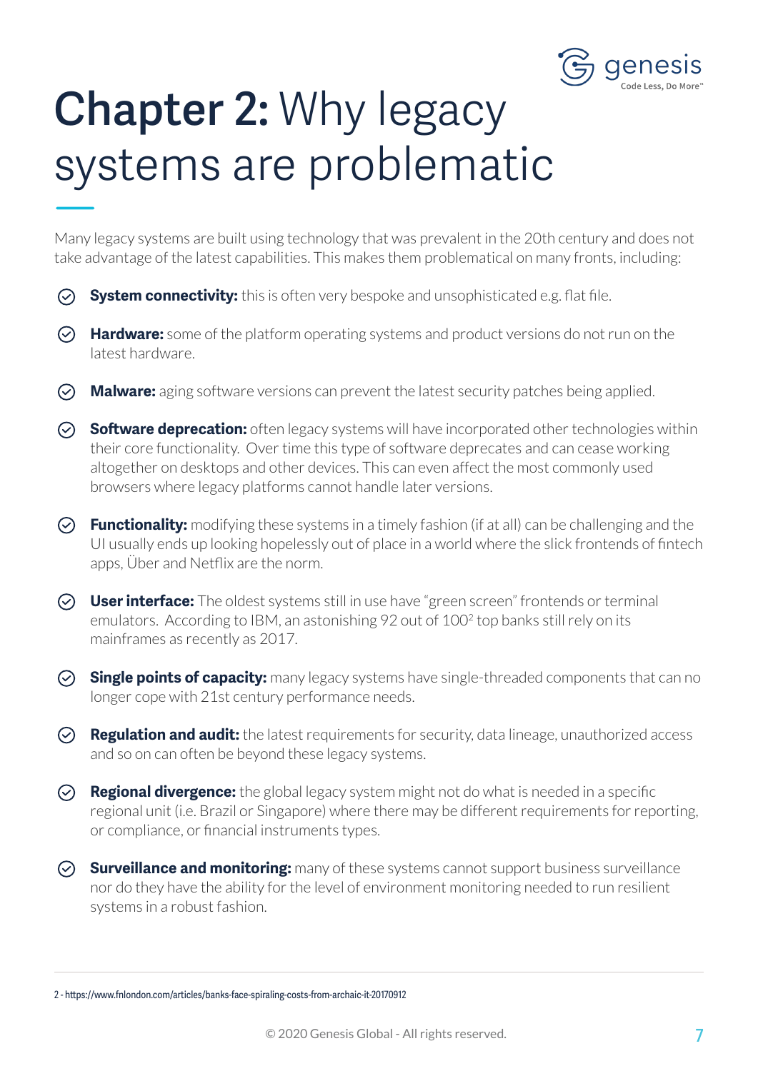# **Chapter 2:** Why legacy systems are problematic

Many legacy systems are built using technology that was prevalent in the 20th century and does not take advantage of the latest capabilities. This makes them problematical on many fronts, including:

- **System connectivity:** this is often very bespoke and unsophisticated e.g. flat file.
- **Hardware:** some of the platform operating systems and product versions do not run on the latest hardware.
- **Malware:** aging software versions can prevent the latest security patches being applied.
- **Software deprecation:** often legacy systems will have incorporated other technologies within their core functionality. Over time this type of software deprecates and can cease working altogether on desktops and other devices. This can even affect the most commonly used browsers where legacy platforms cannot handle later versions.
- **Functionality:** modifying these systems in a timely fashion (if at all) can be challenging and the UI usually ends up looking hopelessly out of place in a world where the slick frontends of fintech apps, Über and Netflix are the norm.
- **User interface:** The oldest systems still in use have "green screen" frontends or terminal emulators. According to IBM, an astonishing 92 out of 100[2] top banks still rely on its mainframes as recently as 2017.
- **Single points of capacity:** many legacy systems have single-threaded components that can no longer cope with 21st century performance needs.
- **Regulation and audit:** the latest requirements for security, data lineage, unauthorized access and so on can often be beyond these legacy systems.
- **Regional divergence:** the global legacy system might not do what is needed in a specific regional unit (i.e. Brazil or Singapore) where there may be different requirements for reporting, or compliance, or financial instruments types.
- **Surveillance and monitoring:** many of these systems cannot support business surveillance nor do they have the ability for the level of environment monitoring needed to run resilient systems in a robust fashion.

---

2 - https://www.fnlondon.com/articles/banks-face-spiraling-costs-from-archaic-it-20170912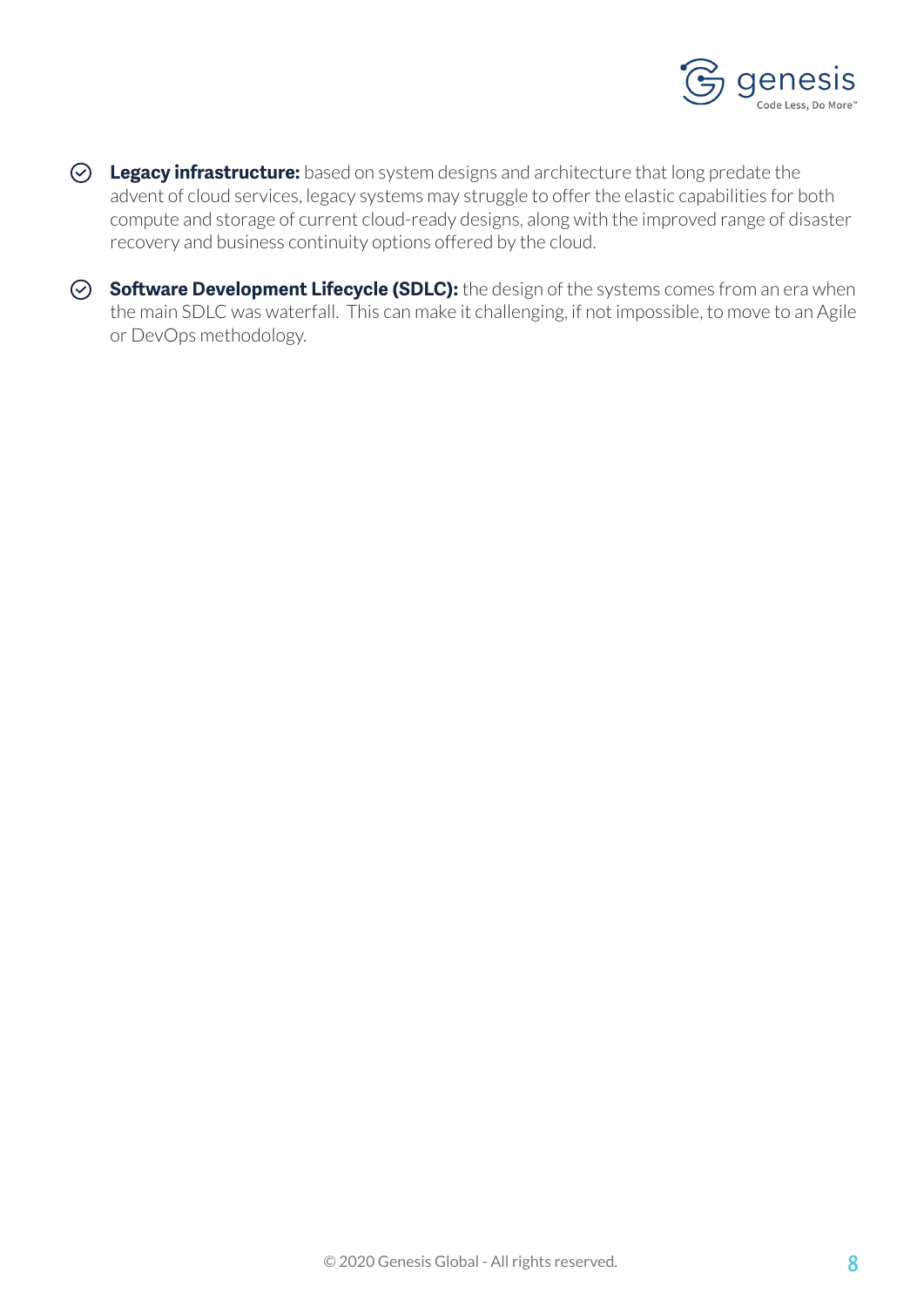- **Legacy infrastructure:** based on system designs and architecture that long predate the advent of cloud services, legacy systems may struggle to offer the elastic capabilities for both compute and storage of current cloud-ready designs, along with the improved range of disaster recovery and business continuity options offered by the cloud.
- **Software Development Lifecycle (SDLC):** the design of the systems comes from an era when the main SDLC was waterfall. This can make it challenging, if not impossible, to move to an Agile or DevOps methodology.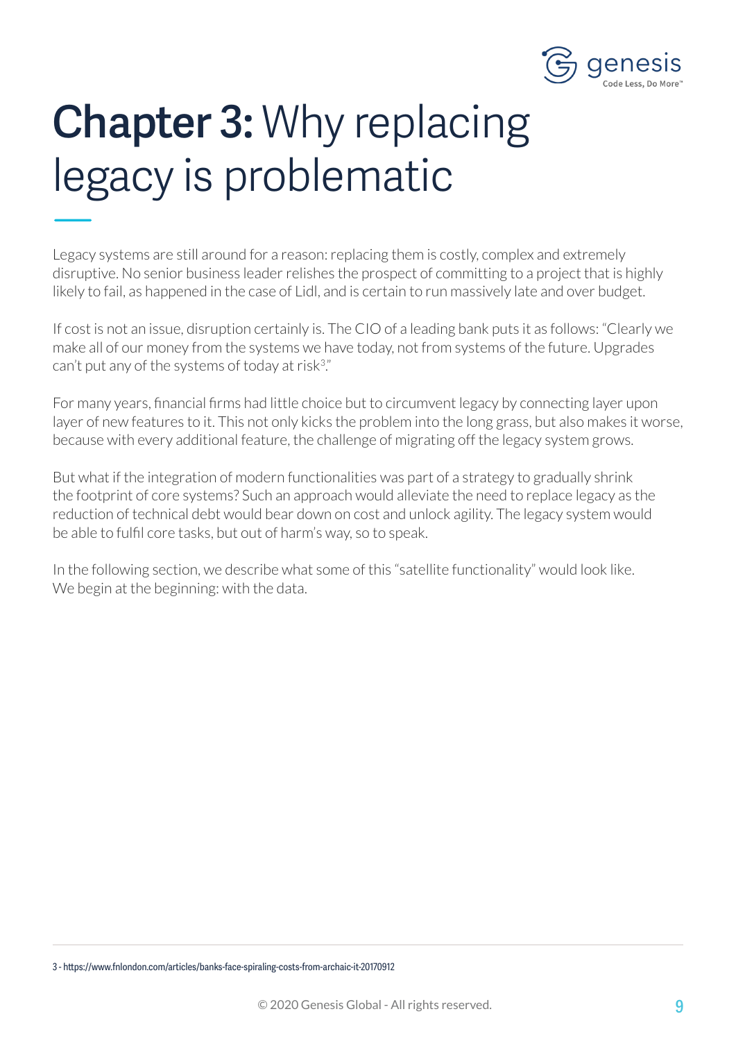# **Chapter 3:** Why replacing legacy is problematic

Legacy systems are still around for a reason: replacing them is costly, complex and extremely disruptive. No senior business leader relishes the prospect of committing to a project that is highly likely to fail, as happened in the case of Lidl, and is certain to run massively late and over budget.

If cost is not an issue, disruption certainly is. The CIO of a leading bank puts it as follows: "Clearly we make all of our money from the systems we have today, not from systems of the future. Upgrades can't put any of the systems of today at risk[3]."

For many years, financial firms had little choice but to circumvent legacy by connecting layer upon layer of new features to it. This not only kicks the problem into the long grass, but also makes it worse, because with every additional feature, the challenge of migrating off the legacy system grows.

But what if the integration of modern functionalities was part of a strategy to gradually shrink the footprint of core systems? Such an approach would alleviate the need to replace legacy as the reduction of technical debt would bear down on cost and unlock agility. The legacy system would be able to fulfil core tasks, but out of harm's way, so to speak.

In the following section, we describe what some of this "satellite functionality" would look like. We begin at the beginning: with the data.

3 - https://www.fnlondon.com/articles/banks-face-spiraling-costs-from-archaic-it-20170912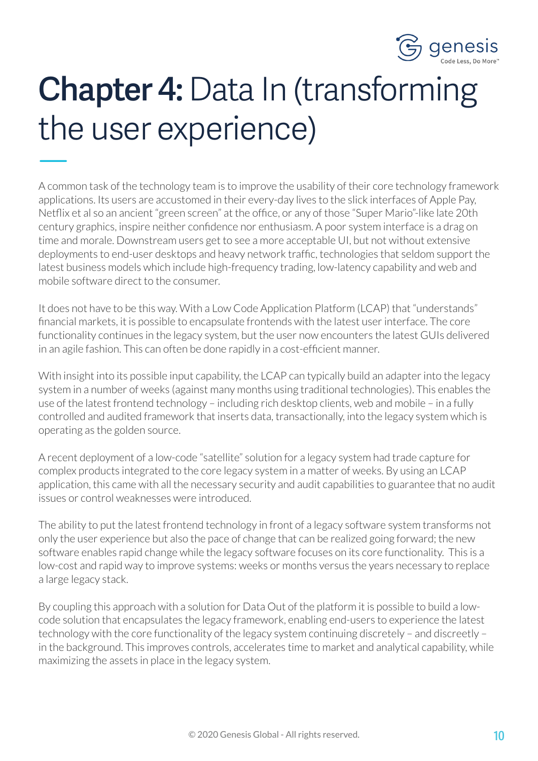# **Chapter 4:** Data In (transforming the user experience)

A common task of the technology team is to improve the usability of their core technology framework applications. Its users are accustomed in their every-day lives to the slick interfaces of Apple Pay, Netflix et al so an ancient "green screen" at the office, or any of those "Super Mario"-like late 20th century graphics, inspire neither confidence nor enthusiasm. A poor system interface is a drag on time and morale. Downstream users get to see a more acceptable UI, but not without extensive deployments to end-user desktops and heavy network traffic, technologies that seldom support the latest business models which include high-frequency trading, low-latency capability and web and mobile software direct to the consumer.

It does not have to be this way. With a Low Code Application Platform (LCAP) that "understands" financial markets, it is possible to encapsulate frontends with the latest user interface. The core functionality continues in the legacy system, but the user now encounters the latest GUIs delivered in an agile fashion. This can often be done rapidly in a cost-efficient manner.

With insight into its possible input capability, the LCAP can typically build an adapter into the legacy system in a number of weeks (against many months using traditional technologies). This enables the use of the latest frontend technology – including rich desktop clients, web and mobile – in a fully controlled and audited framework that inserts data, transactionally, into the legacy system which is operating as the golden source.

A recent deployment of a low-code "satellite" solution for a legacy system had trade capture for complex products integrated to the core legacy system in a matter of weeks. By using an LCAP application, this came with all the necessary security and audit capabilities to guarantee that no audit issues or control weaknesses were introduced.

The ability to put the latest frontend technology in front of a legacy software system transforms not only the user experience but also the pace of change that can be realized going forward; the new software enables rapid change while the legacy software focuses on its core functionality. This is a low-cost and rapid way to improve systems: weeks or months versus the years necessary to replace a large legacy stack.

By coupling this approach with a solution for Data Out of the platform it is possible to build a low-code solution that encapsulates the legacy framework, enabling end-users to experience the latest technology with the core functionality of the legacy system continuing discretely – and discreetly – in the background. This improves controls, accelerates time to market and analytical capability, while maximizing the assets in place in the legacy system.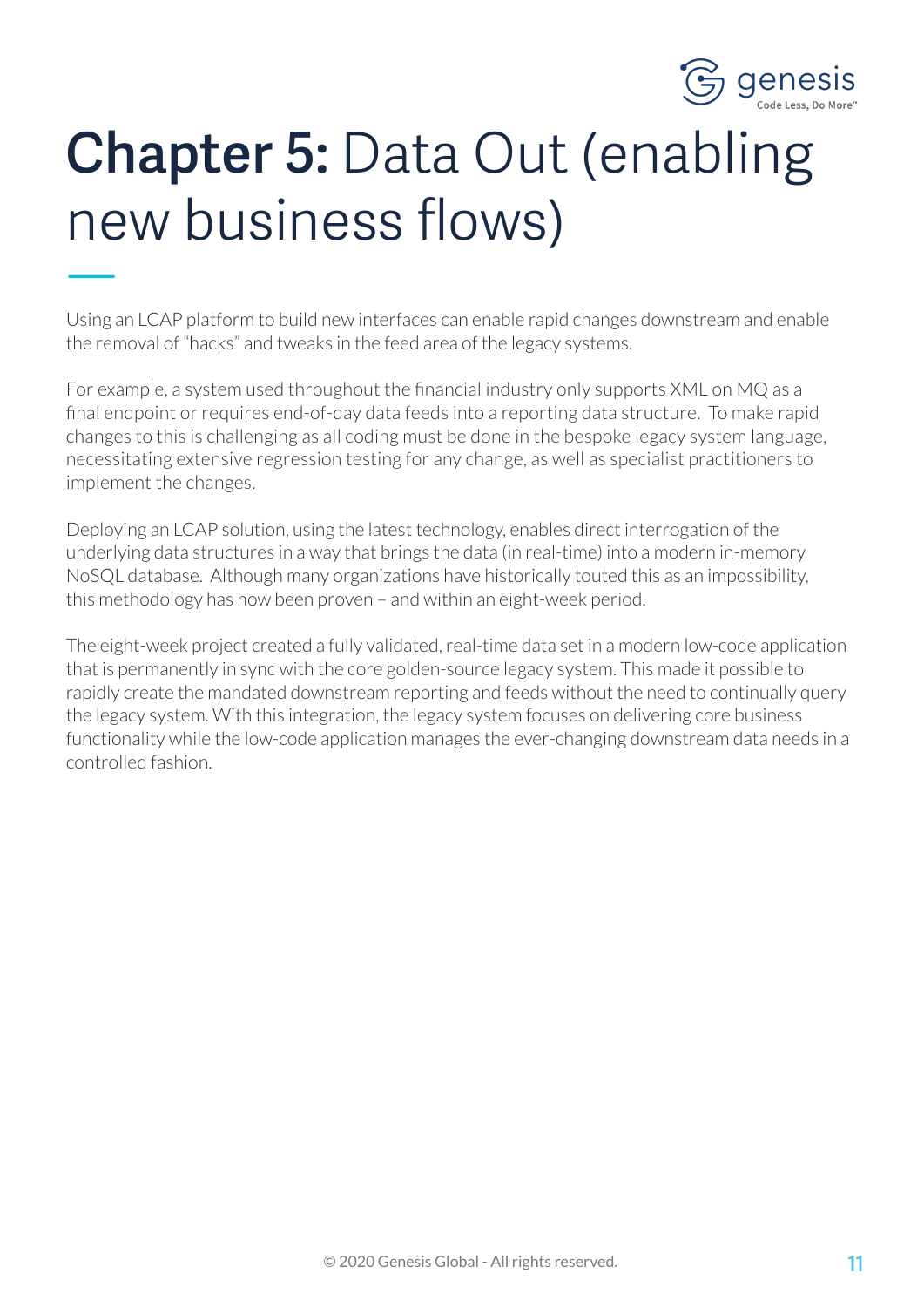# **Chapter 5:** Data Out (enabling new business flows)

Using an LCAP platform to build new interfaces can enable rapid changes downstream and enable the removal of "hacks" and tweaks in the feed area of the legacy systems.

For example, a system used throughout the financial industry only supports XML on MQ as a final endpoint or requires end-of-day data feeds into a reporting data structure. To make rapid changes to this is challenging as all coding must be done in the bespoke legacy system language, necessitating extensive regression testing for any change, as well as specialist practitioners to implement the changes.

Deploying an LCAP solution, using the latest technology, enables direct interrogation of the underlying data structures in a way that brings the data (in real-time) into a modern in-memory NoSQL database. Although many organizations have historically touted this as an impossibility, this methodology has now been proven – and within an eight-week period.

The eight-week project created a fully validated, real-time data set in a modern low-code application that is permanently in sync with the core golden-source legacy system. This made it possible to rapidly create the mandated downstream reporting and feeds without the need to continually query the legacy system. With this integration, the legacy system focuses on delivering core business functionality while the low-code application manages the ever-changing downstream data needs in a controlled fashion.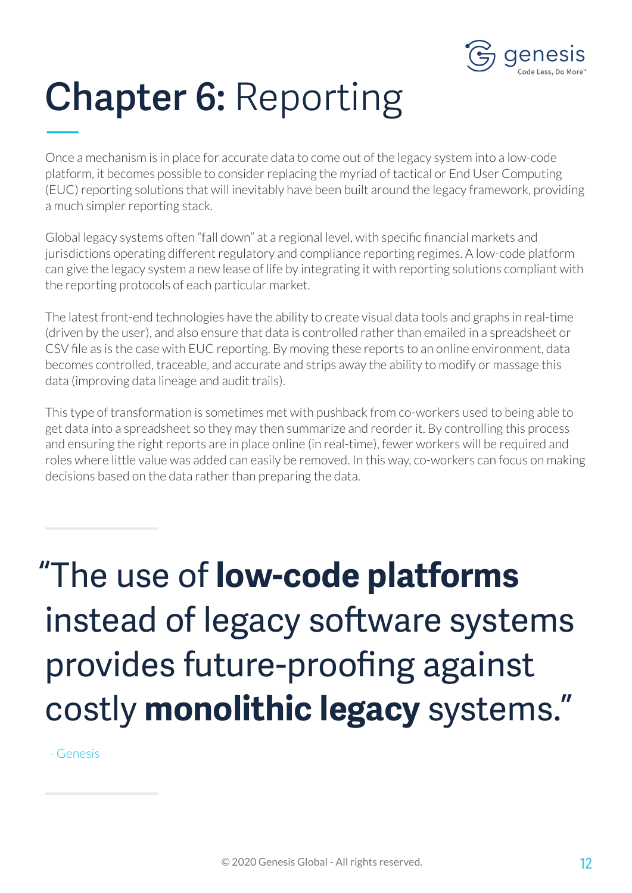# **Chapter 6:** Reporting

Once a mechanism is in place for accurate data to come out of the legacy system into a low-code platform, it becomes possible to consider replacing the myriad of tactical or End User Computing (EUC) reporting solutions that will inevitably have been built around the legacy framework, providing a much simpler reporting stack.

Global legacy systems often "fall down" at a regional level, with specific financial markets and jurisdictions operating different regulatory and compliance reporting regimes. A low-code platform can give the legacy system a new lease of life by integrating it with reporting solutions compliant with the reporting protocols of each particular market.

The latest front-end technologies have the ability to create visual data tools and graphs in real-time (driven by the user), and also ensure that data is controlled rather than emailed in a spreadsheet or CSV file as is the case with EUC reporting. By moving these reports to an online environment, data becomes controlled, traceable, and accurate and strips away the ability to modify or massage this data (improving data lineage and audit trails).

This type of transformation is sometimes met with pushback from co-workers used to being able to get data into a spreadsheet so they may then summarize and reorder it. By controlling this process and ensuring the right reports are in place online (in real-time), fewer workers will be required and roles where little value was added can easily be removed. In this way, co-workers can focus on making decisions based on the data rather than preparing the data.

> "The use of **low-code platforms** instead of legacy software systems provides future-proofing against costly **monolithic legacy** systems."
>
> \- Genesis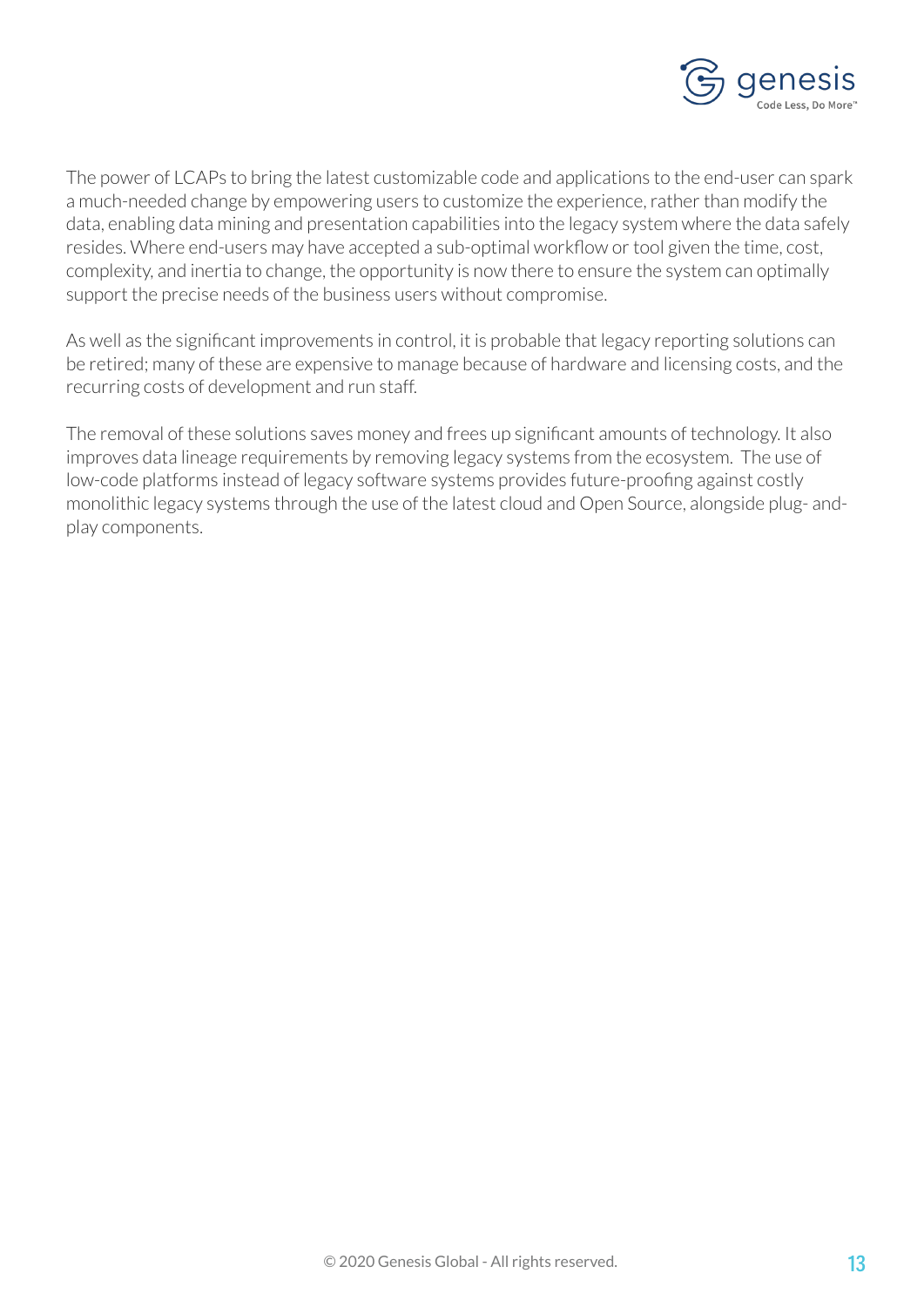The power of LCAPs to bring the latest customizable code and applications to the end-user can spark a much-needed change by empowering users to customize the experience, rather than modify the data, enabling data mining and presentation capabilities into the legacy system where the data safely resides. Where end-users may have accepted a sub-optimal workflow or tool given the time, cost, complexity, and inertia to change, the opportunity is now there to ensure the system can optimally support the precise needs of the business users without compromise.

As well as the significant improvements in control, it is probable that legacy reporting solutions can be retired; many of these are expensive to manage because of hardware and licensing costs, and the recurring costs of development and run staff.

The removal of these solutions saves money and frees up significant amounts of technology. It also improves data lineage requirements by removing legacy systems from the ecosystem. The use of low-code platforms instead of legacy software systems provides future-proofing against costly monolithic legacy systems through the use of the latest cloud and Open Source, alongside plug- and-play components.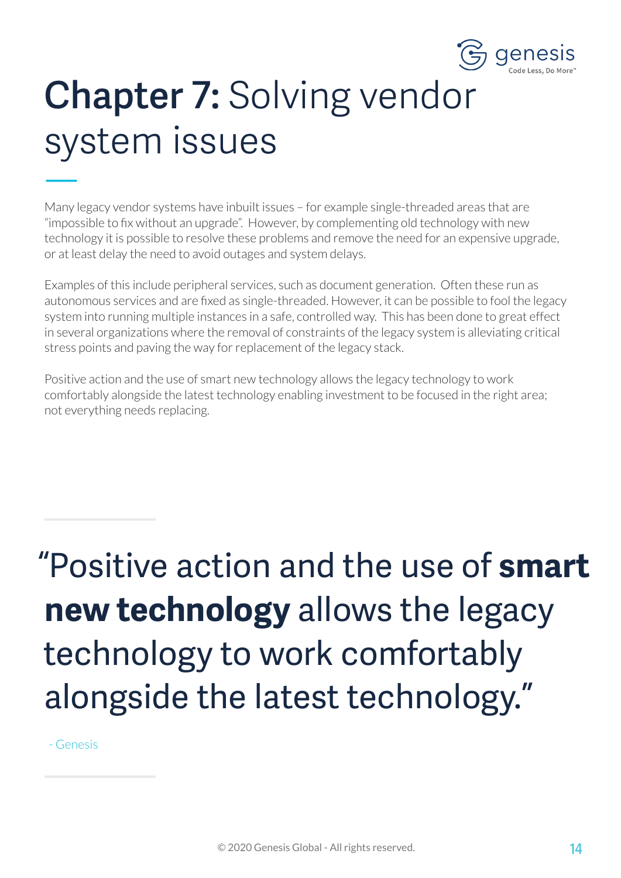# **Chapter 7:** Solving vendor system issues

Many legacy vendor systems have inbuilt issues – for example single-threaded areas that are "impossible to fix without an upgrade". However, by complementing old technology with new technology it is possible to resolve these problems and remove the need for an expensive upgrade, or at least delay the need to avoid outages and system delays.

Examples of this include peripheral services, such as document generation. Often these run as autonomous services and are fixed as single-threaded. However, it can be possible to fool the legacy system into running multiple instances in a safe, controlled way. This has been done to great effect in several organizations where the removal of constraints of the legacy system is alleviating critical stress points and paving the way for replacement of the legacy stack.

Positive action and the use of smart new technology allows the legacy technology to work comfortably alongside the latest technology enabling investment to be focused in the right area; not everything needs replacing.

> "Positive action and the use of **smart new technology** allows the legacy technology to work comfortably alongside the latest technology."
>
> - Genesis

© 2020 Genesis Global - All rights reserved.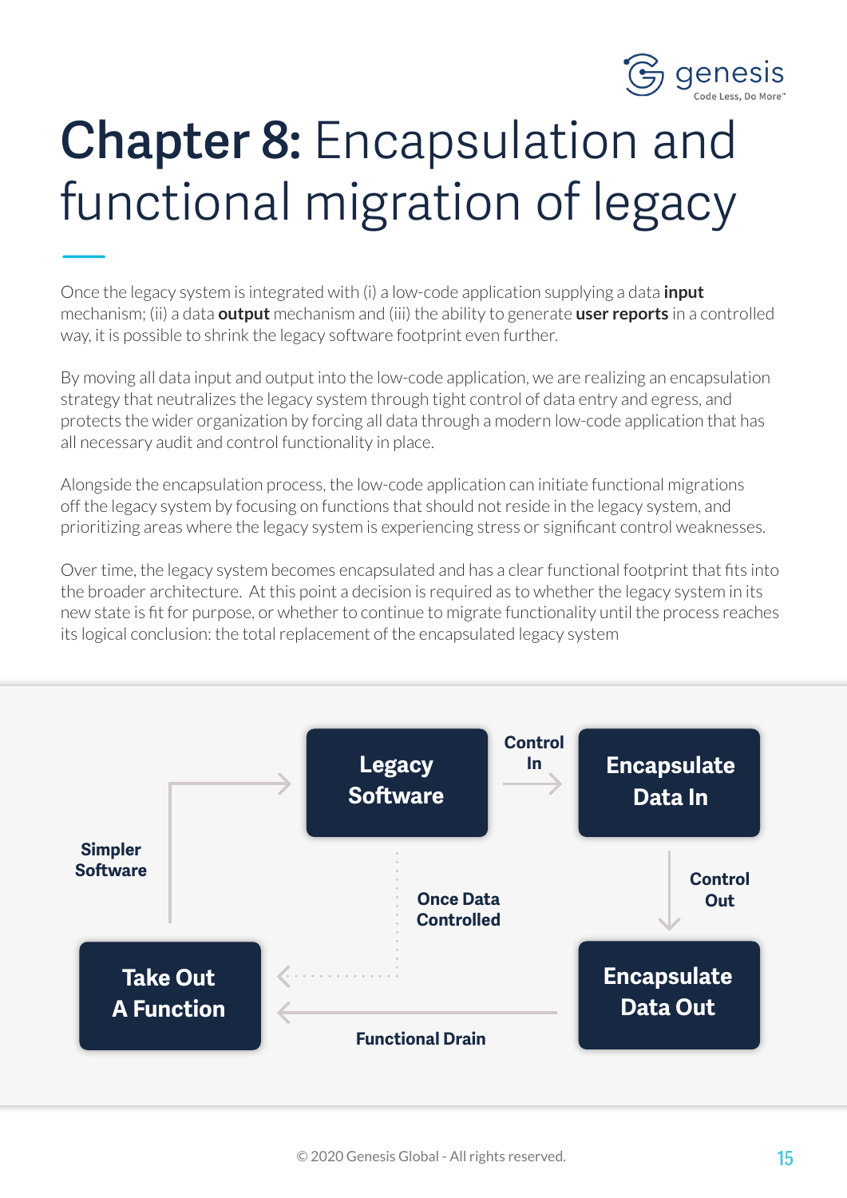# **Chapter 8:** Encapsulation and functional migration of legacy

Once the legacy system is integrated with (i) a low-code application supplying a data **input** mechanism; (ii) a data **output** mechanism and (iii) the ability to generate **user reports** in a controlled way, it is possible to shrink the legacy software footprint even further.

By moving all data input and output into the low-code application, we are realizing an encapsulation strategy that neutralizes the legacy system through tight control of data entry and egress, and protects the wider organization by forcing all data through a modern low-code application that has all necessary audit and control functionality in place.

Alongside the encapsulation process, the low-code application can initiate functional migrations off the legacy system by focusing on functions that should not reside in the legacy system, and prioritizing areas where the legacy system is experiencing stress or significant control weaknesses.

Over time, the legacy system becomes encapsulated and has a clear functional footprint that fits into the broader architecture. At this point a decision is required as to whether the legacy system in its new state is fit for purpose, or whether to continue to migrate functionality until the process reaches its logical conclusion: the total replacement of the encapsulated legacy system

**Legacy Software** → (Control In) → **Encapsulate Data In** → (Control Out) → **Encapsulate Data Out** → (Functional Drain) → **Take Out A Function** → (Simpler Software) → **Legacy Software**

**Legacy Software** ⇢ (Once Data Controlled) ⇢ **Take Out A Function**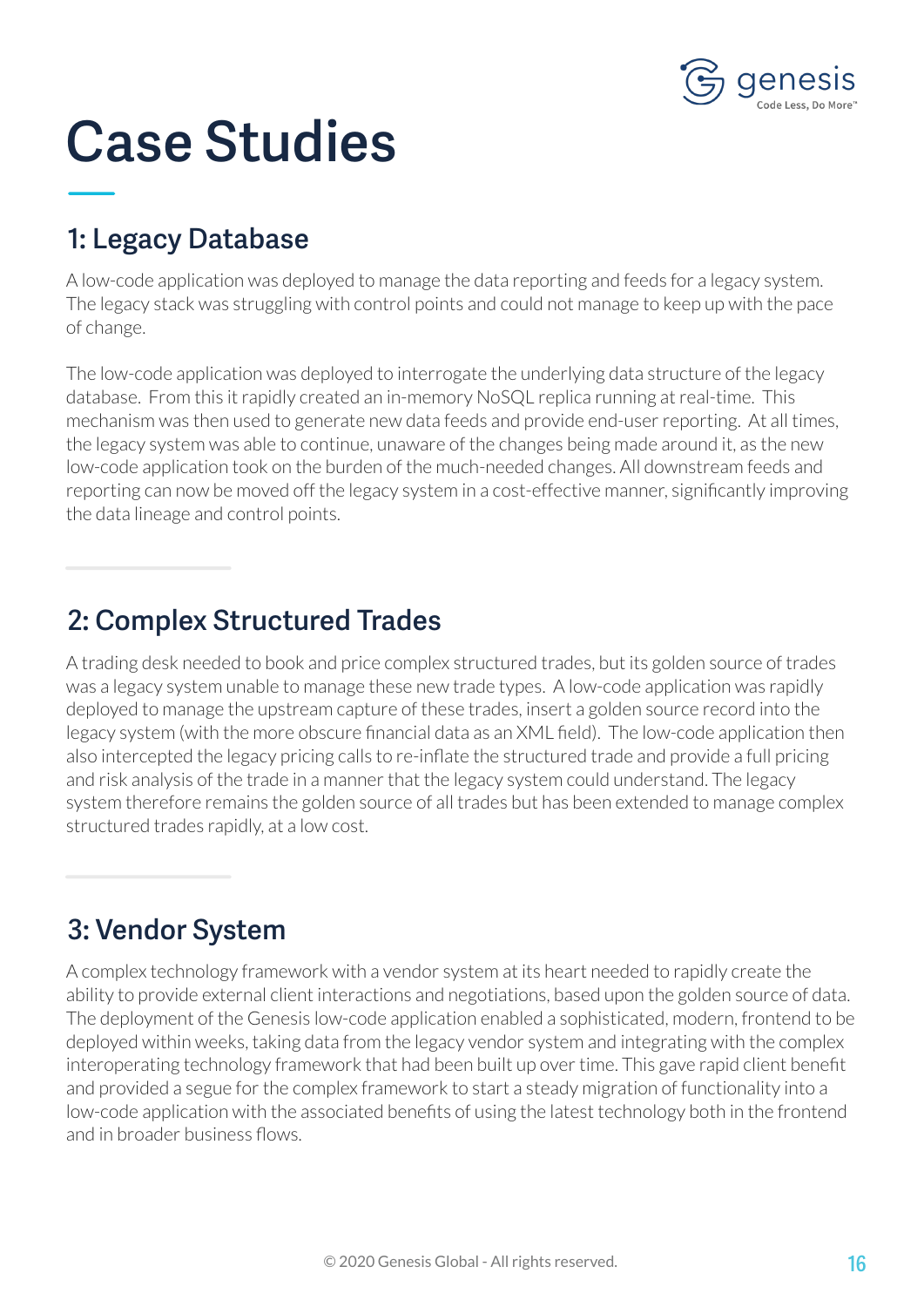# Case Studies

## 1: Legacy Database

A low-code application was deployed to manage the data reporting and feeds for a legacy system. The legacy stack was struggling with control points and could not manage to keep up with the pace of change.

The low-code application was deployed to interrogate the underlying data structure of the legacy database. From this it rapidly created an in-memory NoSQL replica running at real-time. This mechanism was then used to generate new data feeds and provide end-user reporting. At all times, the legacy system was able to continue, unaware of the changes being made around it, as the new low-code application took on the burden of the much-needed changes. All downstream feeds and reporting can now be moved off the legacy system in a cost-effective manner, significantly improving the data lineage and control points.

## 2: Complex Structured Trades

A trading desk needed to book and price complex structured trades, but its golden source of trades was a legacy system unable to manage these new trade types. A low-code application was rapidly deployed to manage the upstream capture of these trades, insert a golden source record into the legacy system (with the more obscure financial data as an XML field). The low-code application then also intercepted the legacy pricing calls to re-inflate the structured trade and provide a full pricing and risk analysis of the trade in a manner that the legacy system could understand. The legacy system therefore remains the golden source of all trades but has been extended to manage complex structured trades rapidly, at a low cost.

## 3: Vendor System

A complex technology framework with a vendor system at its heart needed to rapidly create the ability to provide external client interactions and negotiations, based upon the golden source of data. The deployment of the Genesis low-code application enabled a sophisticated, modern, frontend to be deployed within weeks, taking data from the legacy vendor system and integrating with the complex interoperating technology framework that had been built up over time. This gave rapid client benefit and provided a segue for the complex framework to start a steady migration of functionality into a low-code application with the associated benefits of using the latest technology both in the frontend and in broader business flows.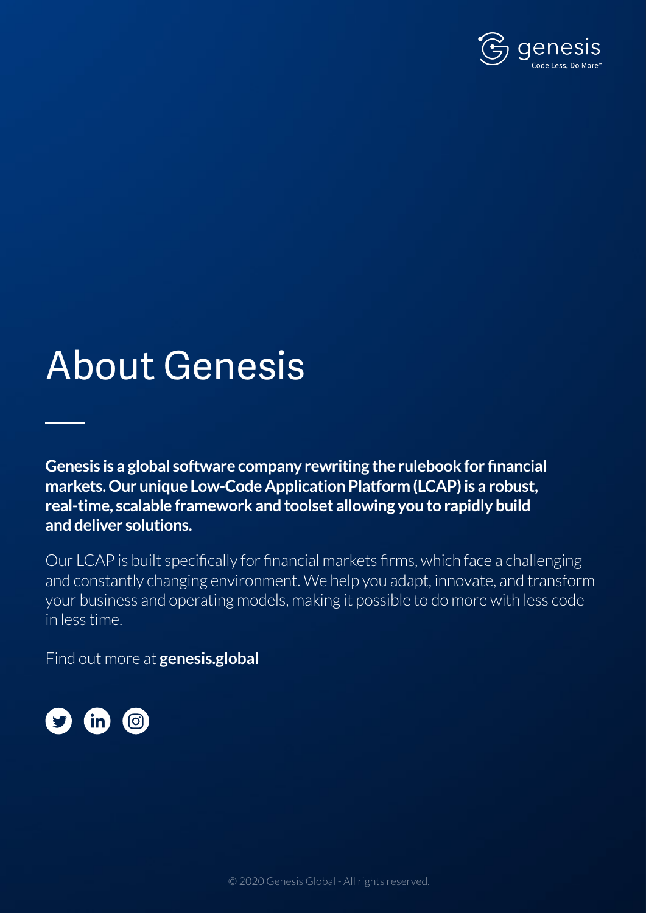genesis

Code Less, Do More™

# About Genesis

**Genesis is a global software company rewriting the rulebook for financial markets. Our unique Low-Code Application Platform (LCAP) is a robust, real-time, scalable framework and toolset allowing you to rapidly build and deliver solutions.**

Our LCAP is built specifically for financial markets firms, which face a challenging and constantly changing environment. We help you adapt, innovate, and transform your business and operating models, making it possible to do more with less code in less time.

Find out more at **genesis.global**

© 2020 Genesis Global - All rights reserved.